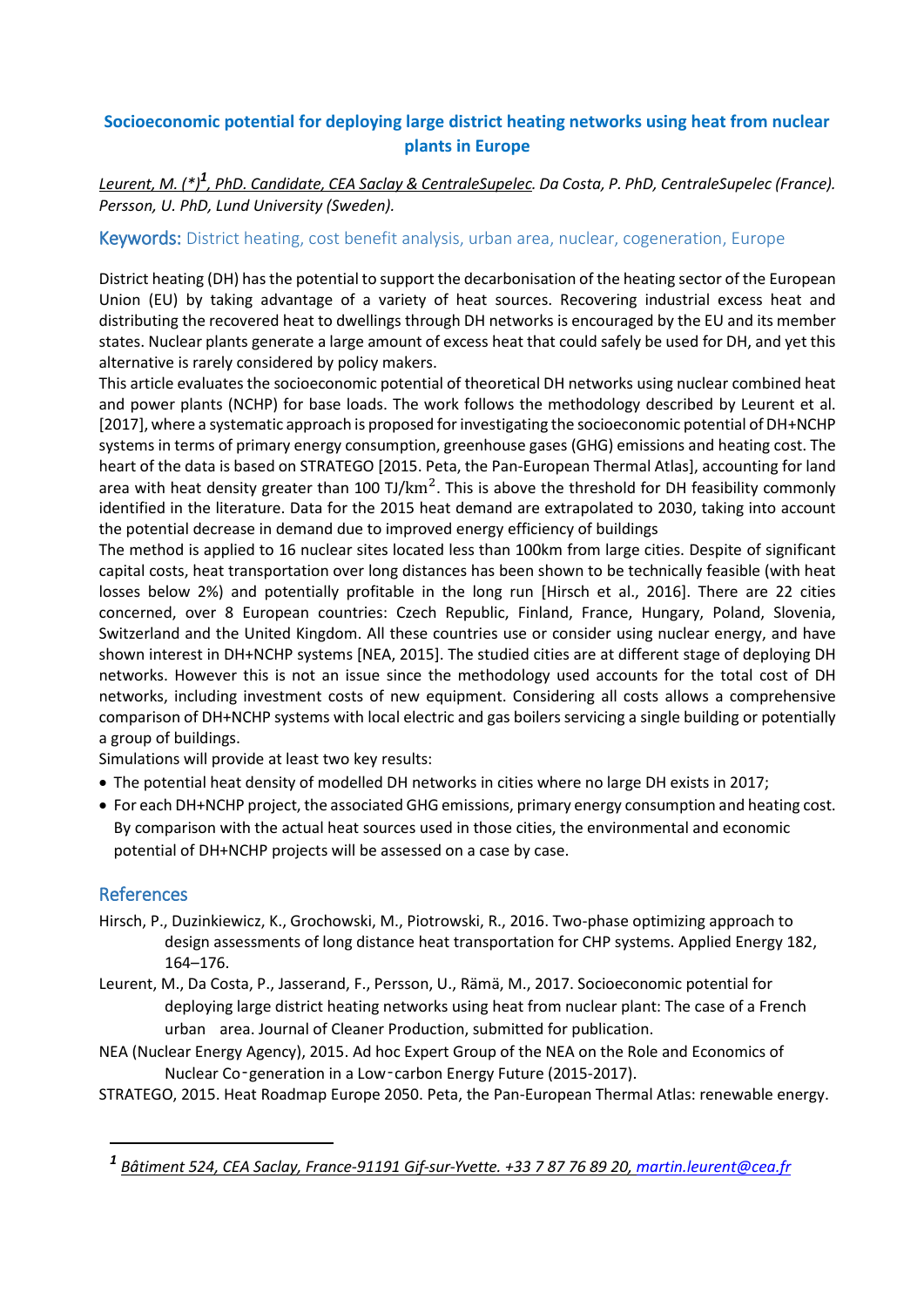# Socioeconomic potential for deploying large district heating networks using heat from nuclear plants in Europe

*Leurent, M. (\*)[1], PhD. Candidate, CEA Saclay & CentraleSupelec. Da Costa, P. PhD, CentraleSupelec (France). Persson, U. PhD, Lund University (Sweden).*

**Keywords:** District heating, cost benefit analysis, urban area, nuclear, cogeneration, Europe

District heating (DH) has the potential to support the decarbonisation of the heating sector of the European Union (EU) by taking advantage of a variety of heat sources. Recovering industrial excess heat and distributing the recovered heat to dwellings through DH networks is encouraged by the EU and its member states. Nuclear plants generate a large amount of excess heat that could safely be used for DH, and yet this alternative is rarely considered by policy makers.

This article evaluates the socioeconomic potential of theoretical DH networks using nuclear combined heat and power plants (NCHP) for base loads. The work follows the methodology described by Leurent et al. [2017], where a systematic approach is proposed for investigating the socioeconomic potential of DH+NCHP systems in terms of primary energy consumption, greenhouse gases (GHG) emissions and heating cost. The heart of the data is based on STRATEGO [2015. Peta, the Pan-European Thermal Atlas], accounting for land area with heat density greater than 100 $\mathrm{TJ/km^2}$. This is above the threshold for DH feasibility commonly identified in the literature. Data for the 2015 heat demand are extrapolated to 2030, taking into account the potential decrease in demand due to improved energy efficiency of buildings

The method is applied to 16 nuclear sites located less than 100km from large cities. Despite of significant capital costs, heat transportation over long distances has been shown to be technically feasible (with heat losses below 2%) and potentially profitable in the long run [Hirsch et al., 2016]. There are 22 cities concerned, over 8 European countries: Czech Republic, Finland, France, Hungary, Poland, Slovenia, Switzerland and the United Kingdom. All these countries use or consider using nuclear energy, and have shown interest in DH+NCHP systems [NEA, 2015]. The studied cities are at different stage of deploying DH networks. However this is not an issue since the methodology used accounts for the total cost of DH networks, including investment costs of new equipment. Considering all costs allows a comprehensive comparison of DH+NCHP systems with local electric and gas boilers servicing a single building or potentially a group of buildings.

Simulations will provide at least two key results:

- The potential heat density of modelled DH networks in cities where no large DH exists in 2017;
- For each DH+NCHP project, the associated GHG emissions, primary energy consumption and heating cost. By comparison with the actual heat sources used in those cities, the environmental and economic potential of DH+NCHP projects will be assessed on a case by case.

## References

Hirsch, P., Duzinkiewicz, K., Grochowski, M., Piotrowski, R., 2016. Two-phase optimizing approach to design assessments of long distance heat transportation for CHP systems. Applied Energy 182, 164–176.

Leurent, M., Da Costa, P., Jasserand, F., Persson, U., Rämä, M., 2017. Socioeconomic potential for deploying large district heating networks using heat from nuclear plant: The case of a French urban area. Journal of Cleaner Production, submitted for publication.

NEA (Nuclear Energy Agency), 2015. Ad hoc Expert Group of the NEA on the Role and Economics of Nuclear Co-generation in a Low-carbon Energy Future (2015-2017).

STRATEGO, 2015. Heat Roadmap Europe 2050. Peta, the Pan-European Thermal Atlas: renewable energy.

---

[1] *Bâtiment 524, CEA Saclay, France-91191 Gif-sur-Yvette. +33 7 87 76 89 20, martin.leurent@cea.fr*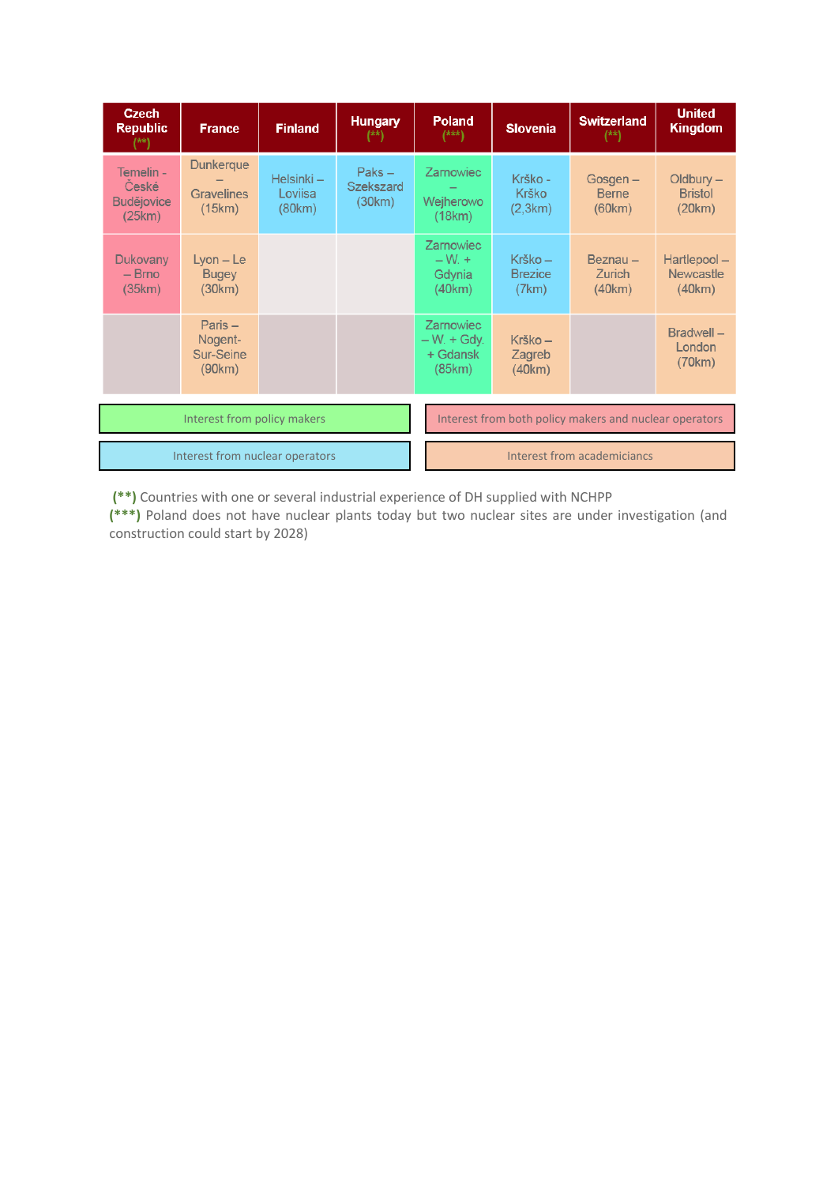| Czech Republic (**) | France | Finland | Hungary (**) | Poland (***) | Slovenia | Switzerland (**) | United Kingdom |
|---|---|---|---|---|---|---|---|
| Temelin - České Budějovice (25km) | Dunkerque – Gravelines (15km) | Helsinki – Loviisa (80km) | Paks – Szekszard (30km) | Zarnowiec – Wejherowo (18km) | Krško - Krško (2,3km) | Gosgen – Berne (60km) | Oldbury – Bristol (20km) |
| Dukovany – Brno (35km) | Lyon – Le Bugey (30km) | | | Zarnowiec – W. + Gdynia (40km) | Krško – Brezice (7km) | Beznau – Zurich (40km) | Hartlepool – Newcastle (40km) |
| | Paris – Nogent-Sur-Seine (90km) | | | Zarnowiec – W. + Gdy. + Gdansk (85km) | Krško – Zagreb (40km) | | Bradwell – London (70km) |

Interest from policy makers

Interest from both policy makers and nuclear operators

Interest from nuclear operators

Interest from academiciancs

**(**)** Countries with one or several industrial experience of DH supplied with NCHPP

**(***)** Poland does not have nuclear plants today but two nuclear sites are under investigation (and construction could start by 2028)